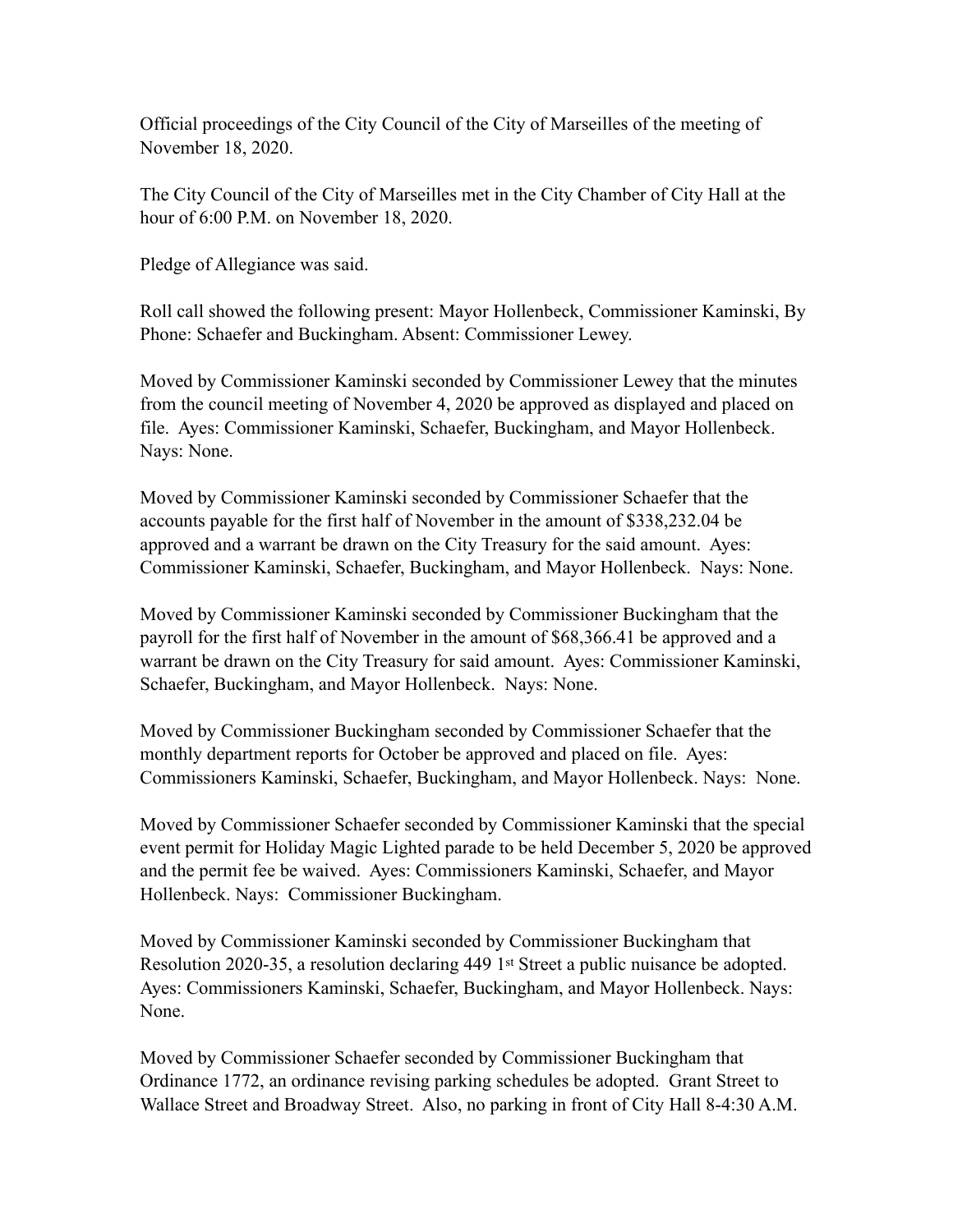Official proceedings of the City Council of the City of Marseilles of the meeting of November 18, 2020.

The City Council of the City of Marseilles met in the City Chamber of City Hall at the hour of 6:00 P.M. on November 18, 2020.

Pledge of Allegiance was said.

Roll call showed the following present: Mayor Hollenbeck, Commissioner Kaminski, By Phone: Schaefer and Buckingham. Absent: Commissioner Lewey.

Moved by Commissioner Kaminski seconded by Commissioner Lewey that the minutes from the council meeting of November 4, 2020 be approved as displayed and placed on file. Ayes: Commissioner Kaminski, Schaefer, Buckingham, and Mayor Hollenbeck. Nays: None.

Moved by Commissioner Kaminski seconded by Commissioner Schaefer that the accounts payable for the first half of November in the amount of $338,232.04 be approved and a warrant be drawn on the City Treasury for the said amount. Ayes: Commissioner Kaminski, Schaefer, Buckingham, and Mayor Hollenbeck. Nays: None.

Moved by Commissioner Kaminski seconded by Commissioner Buckingham that the payroll for the first half of November in the amount of $68,366.41 be approved and a warrant be drawn on the City Treasury for said amount. Ayes: Commissioner Kaminski, Schaefer, Buckingham, and Mayor Hollenbeck. Nays: None.

Moved by Commissioner Buckingham seconded by Commissioner Schaefer that the monthly department reports for October be approved and placed on file. Ayes: Commissioners Kaminski, Schaefer, Buckingham, and Mayor Hollenbeck. Nays: None.

Moved by Commissioner Schaefer seconded by Commissioner Kaminski that the special event permit for Holiday Magic Lighted parade to be held December 5, 2020 be approved and the permit fee be waived. Ayes: Commissioners Kaminski, Schaefer, and Mayor Hollenbeck. Nays: Commissioner Buckingham.

Moved by Commissioner Kaminski seconded by Commissioner Buckingham that Resolution 2020-35, a resolution declaring 449 1st Street a public nuisance be adopted. Ayes: Commissioners Kaminski, Schaefer, Buckingham, and Mayor Hollenbeck. Nays: None.

Moved by Commissioner Schaefer seconded by Commissioner Buckingham that Ordinance 1772, an ordinance revising parking schedules be adopted. Grant Street to Wallace Street and Broadway Street. Also, no parking in front of City Hall 8-4:30 A.M.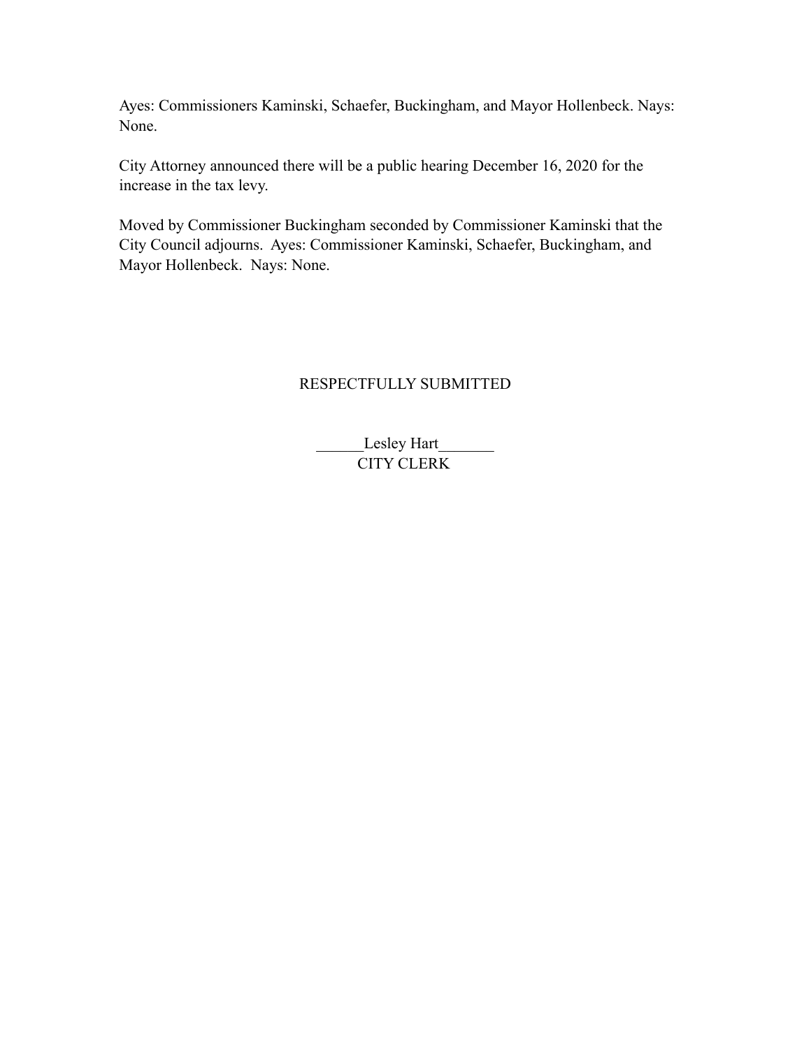Ayes: Commissioners Kaminski, Schaefer, Buckingham, and Mayor Hollenbeck. Nays: None.

City Attorney announced there will be a public hearing December 16, 2020 for the increase in the tax levy.

Moved by Commissioner Buckingham seconded by Commissioner Kaminski that the City Council adjourns. Ayes: Commissioner Kaminski, Schaefer, Buckingham, and Mayor Hollenbeck. Nays: None.

RESPECTFULLY SUBMITTED

______Lesley Hart_______
CITY CLERK